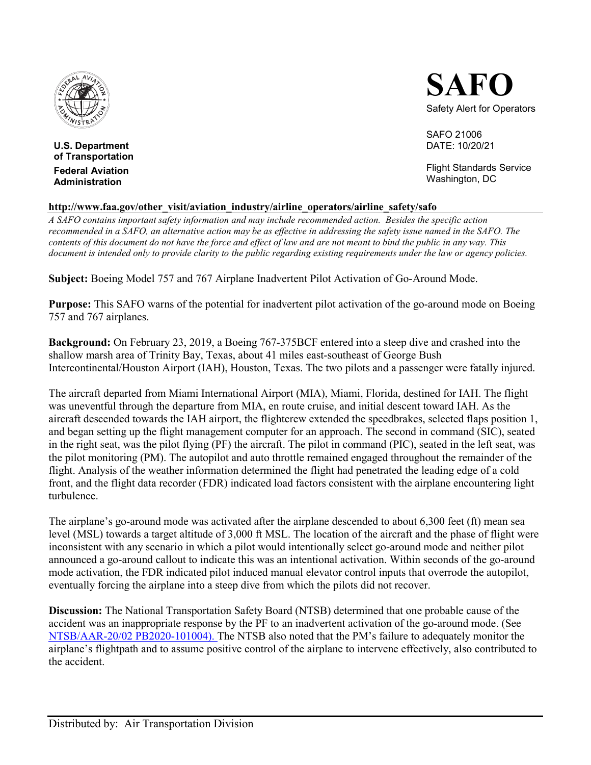**U.S. Department of Transportation**
**Federal Aviation Administration**

# SAFO

Safety Alert for Operators

SAFO 21006
DATE: 10/20/21

Flight Standards Service
Washington, DC

**http://www.faa.gov/other_visit/aviation_industry/airline_operators/airline_safety/safo**

*A SAFO contains important safety information and may include recommended action. Besides the specific action recommended in a SAFO, an alternative action may be as effective in addressing the safety issue named in the SAFO. The contents of this document do not have the force and effect of law and are not meant to bind the public in any way. This document is intended only to provide clarity to the public regarding existing requirements under the law or agency policies.*

**Subject:** Boeing Model 757 and 767 Airplane Inadvertent Pilot Activation of Go-Around Mode.

**Purpose:** This SAFO warns of the potential for inadvertent pilot activation of the go-around mode on Boeing 757 and 767 airplanes.

**Background:** On February 23, 2019, a Boeing 767-375BCF entered into a steep dive and crashed into the shallow marsh area of Trinity Bay, Texas, about 41 miles east-southeast of George Bush Intercontinental/Houston Airport (IAH), Houston, Texas. The two pilots and a passenger were fatally injured.

The aircraft departed from Miami International Airport (MIA), Miami, Florida, destined for IAH. The flight was uneventful through the departure from MIA, en route cruise, and initial descent toward IAH. As the aircraft descended towards the IAH airport, the flightcrew extended the speedbrakes, selected flaps position 1, and began setting up the flight management computer for an approach. The second in command (SIC), seated in the right seat, was the pilot flying (PF) the aircraft. The pilot in command (PIC), seated in the left seat, was the pilot monitoring (PM). The autopilot and auto throttle remained engaged throughout the remainder of the flight. Analysis of the weather information determined the flight had penetrated the leading edge of a cold front, and the flight data recorder (FDR) indicated load factors consistent with the airplane encountering light turbulence.

The airplane's go-around mode was activated after the airplane descended to about 6,300 feet (ft) mean sea level (MSL) towards a target altitude of 3,000 ft MSL. The location of the aircraft and the phase of flight were inconsistent with any scenario in which a pilot would intentionally select go-around mode and neither pilot announced a go-around callout to indicate this was an intentional activation. Within seconds of the go-around mode activation, the FDR indicated pilot induced manual elevator control inputs that overrode the autopilot, eventually forcing the airplane into a steep dive from which the pilots did not recover.

**Discussion:** The National Transportation Safety Board (NTSB) determined that one probable cause of the accident was an inappropriate response by the PF to an inadvertent activation of the go-around mode. (See NTSB/AAR-20/02 PB2020-101004). The NTSB also noted that the PM's failure to adequately monitor the airplane's flightpath and to assume positive control of the airplane to intervene effectively, also contributed to the accident.

Distributed by: Air Transportation Division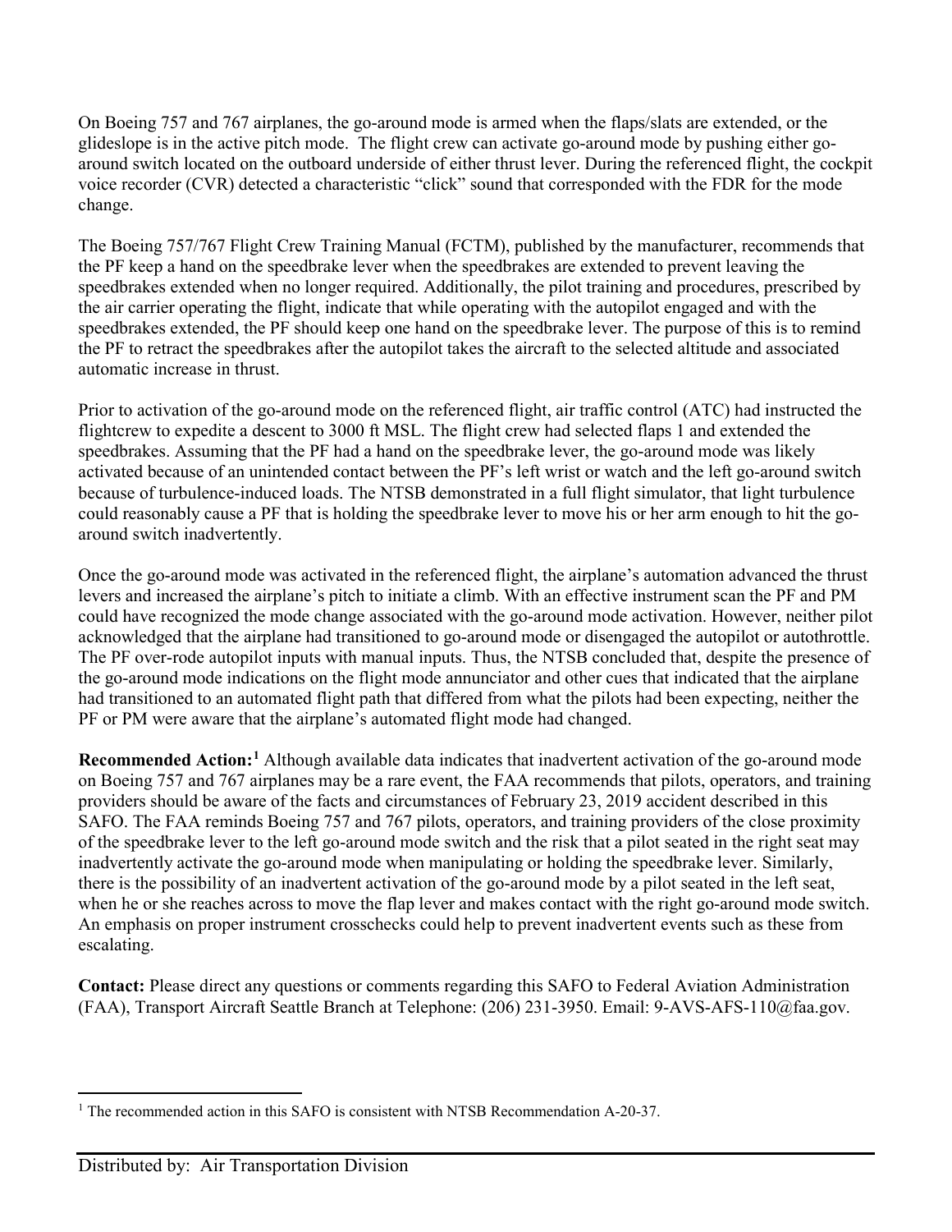On Boeing 757 and 767 airplanes, the go-around mode is armed when the flaps/slats are extended, or the glideslope is in the active pitch mode. The flight crew can activate go-around mode by pushing either go-around switch located on the outboard underside of either thrust lever. During the referenced flight, the cockpit voice recorder (CVR) detected a characteristic "click" sound that corresponded with the FDR for the mode change.

The Boeing 757/767 Flight Crew Training Manual (FCTM), published by the manufacturer, recommends that the PF keep a hand on the speedbrake lever when the speedbrakes are extended to prevent leaving the speedbrakes extended when no longer required. Additionally, the pilot training and procedures, prescribed by the air carrier operating the flight, indicate that while operating with the autopilot engaged and with the speedbrakes extended, the PF should keep one hand on the speedbrake lever. The purpose of this is to remind the PF to retract the speedbrakes after the autopilot takes the aircraft to the selected altitude and associated automatic increase in thrust.

Prior to activation of the go-around mode on the referenced flight, air traffic control (ATC) had instructed the flightcrew to expedite a descent to 3000 ft MSL. The flight crew had selected flaps 1 and extended the speedbrakes. Assuming that the PF had a hand on the speedbrake lever, the go-around mode was likely activated because of an unintended contact between the PF's left wrist or watch and the left go-around switch because of turbulence-induced loads. The NTSB demonstrated in a full flight simulator, that light turbulence could reasonably cause a PF that is holding the speedbrake lever to move his or her arm enough to hit the go-around switch inadvertently.

Once the go-around mode was activated in the referenced flight, the airplane's automation advanced the thrust levers and increased the airplane's pitch to initiate a climb. With an effective instrument scan the PF and PM could have recognized the mode change associated with the go-around mode activation. However, neither pilot acknowledged that the airplane had transitioned to go-around mode or disengaged the autopilot or autothrottle. The PF over-rode autopilot inputs with manual inputs. Thus, the NTSB concluded that, despite the presence of the go-around mode indications on the flight mode annunciator and other cues that indicated that the airplane had transitioned to an automated flight path that differed from what the pilots had been expecting, neither the PF or PM were aware that the airplane's automated flight mode had changed.

**Recommended Action:**[1] Although available data indicates that inadvertent activation of the go-around mode on Boeing 757 and 767 airplanes may be a rare event, the FAA recommends that pilots, operators, and training providers should be aware of the facts and circumstances of February 23, 2019 accident described in this SAFO. The FAA reminds Boeing 757 and 767 pilots, operators, and training providers of the close proximity of the speedbrake lever to the left go-around mode switch and the risk that a pilot seated in the right seat may inadvertently activate the go-around mode when manipulating or holding the speedbrake lever. Similarly, there is the possibility of an inadvertent activation of the go-around mode by a pilot seated in the left seat, when he or she reaches across to move the flap lever and makes contact with the right go-around mode switch. An emphasis on proper instrument crosschecks could help to prevent inadvertent events such as these from escalating.

**Contact:** Please direct any questions or comments regarding this SAFO to Federal Aviation Administration (FAA), Transport Aircraft Seattle Branch at Telephone: (206) 231-3950. Email: 9-AVS-AFS-110@faa.gov.

---

[1] The recommended action in this SAFO is consistent with NTSB Recommendation A-20-37.

Distributed by: Air Transportation Division